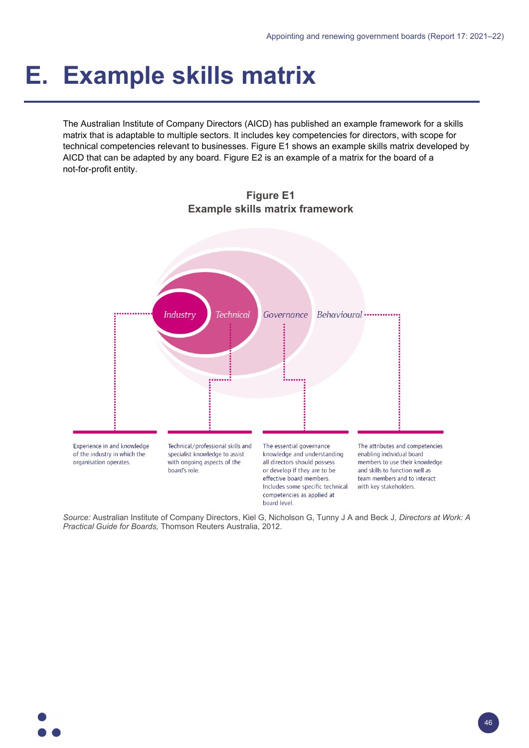# E. Example skills matrix

The Australian Institute of Company Directors (AICD) has published an example framework for a skills matrix that is adaptable to multiple sectors. It includes key competencies for directors, with scope for technical competencies relevant to businesses. Figure E1 shows an example skills matrix developed by AICD that can be adapted by any board. Figure E2 is an example of a matrix for the board of a not-for-profit entity.

**Figure E1**
**Example skills matrix framework**

Industry
Technical
Governance
Behavioural

Experience in and knowledge of the industry in which the organisation operates.

Technical/professional skills and specialist knowledge to assist with ongoing aspects of the board's role.

The essential governance knowledge and understanding all directors should possess or develop if they are to be effective board members. Includes some specific technical competencies as applied at board level.

The attributes and competencies enabling individual board members to use their knowledge and skills to function well as team members and to interact with key stakeholders.

*Source:* Australian Institute of Company Directors, Kiel G, Nicholson G, Tunny J A and Beck J, *Directors at Work: A Practical Guide for Boards,* Thomson Reuters Australia, 2012.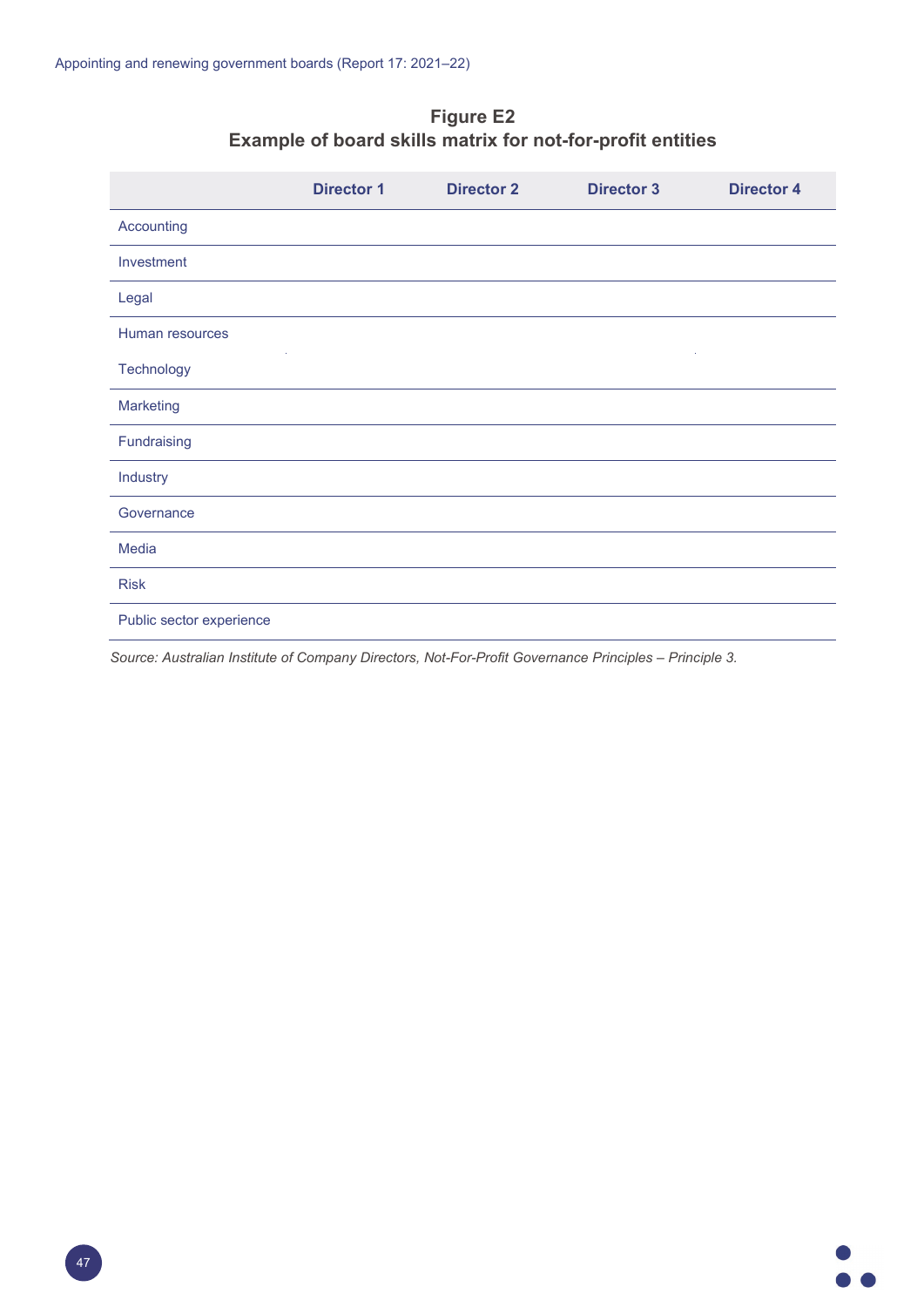**Figure E2**
**Example of board skills matrix for not-for-profit entities**

| | Director 1 | Director 2 | Director 3 | Director 4 |
|---|---|---|---|---|
| Accounting | | | | |
| Investment | | | | |
| Legal | | | | |
| Human resources | | | | |
| Technology | | | | |
| Marketing | | | | |
| Fundraising | | | | |
| Industry | | | | |
| Governance | | | | |
| Media | | | | |
| Risk | | | | |
| Public sector experience | | | | |

*Source: Australian Institute of Company Directors, Not-For-Profit Governance Principles – Principle 3.*